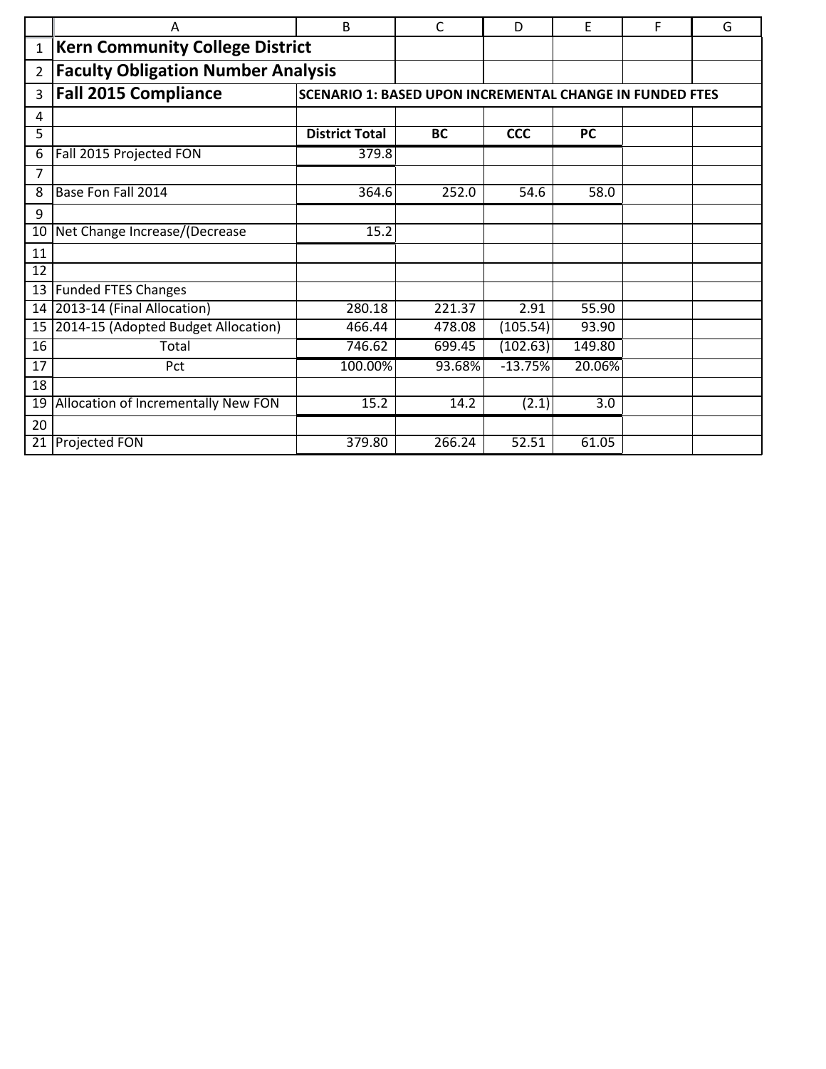# Kern Community College District

## Faculty Obligation Number Analysis

## Fall 2015 Compliance

**SCENARIO 1: BASED UPON INCREMENTAL CHANGE IN FUNDED FTES**

| | District Total | BC | CCC | PC |
|---|---|---|---|---|
| Fall 2015 Projected FON | 379.8 | | | |
| | | | | |
| Base Fon Fall 2014 | 364.6 | 252.0 | 54.6 | 58.0 |
| | | | | |
| Net Change Increase/(Decrease | 15.2 | | | |
| | | | | |
| | | | | |
| Funded FTES Changes | | | | |
| 2013-14 (Final Allocation) | 280.18 | 221.37 | 2.91 | 55.90 |
| 2014-15 (Adopted Budget Allocation) | 466.44 | 478.08 | (105.54) | 93.90 |
| Total | 746.62 | 699.45 | (102.63) | 149.80 |
| Pct | 100.00% | 93.68% | -13.75% | 20.06% |
| | | | | |
| Allocation of Incrementally New FON | 15.2 | 14.2 | (2.1) | 3.0 |
| | | | | |
| Projected FON | 379.80 | 266.24 | 52.51 | 61.05 |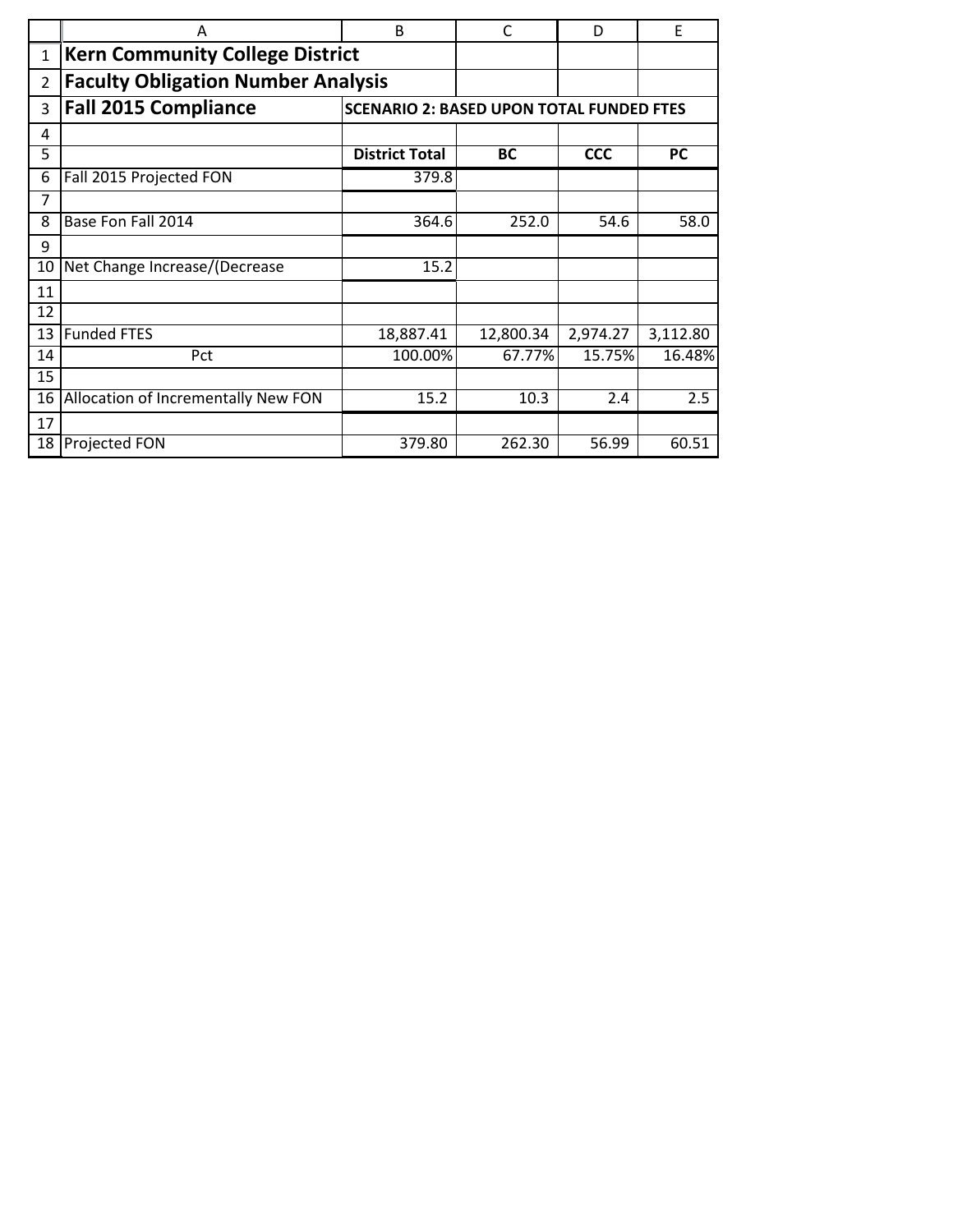# Kern Community College District

## Faculty Obligation Number Analysis

## Fall 2015 Compliance

**SCENARIO 2: BASED UPON TOTAL FUNDED FTES**

| | District Total | BC | CCC | PC |
|---|---|---|---|---|
| Fall 2015 Projected FON | 379.8 | | | |
| | | | | |
| Base Fon Fall 2014 | 364.6 | 252.0 | 54.6 | 58.0 |
| | | | | |
| Net Change Increase/(Decrease | 15.2 | | | |
| | | | | |
| | | | | |
| Funded FTES | 18,887.41 | 12,800.34 | 2,974.27 | 3,112.80 |
| Pct | 100.00% | 67.77% | 15.75% | 16.48% |
| | | | | |
| Allocation of Incrementally New FON | 15.2 | 10.3 | 2.4 | 2.5 |
| | | | | |
| Projected FON | 379.80 | 262.30 | 56.99 | 60.51 |